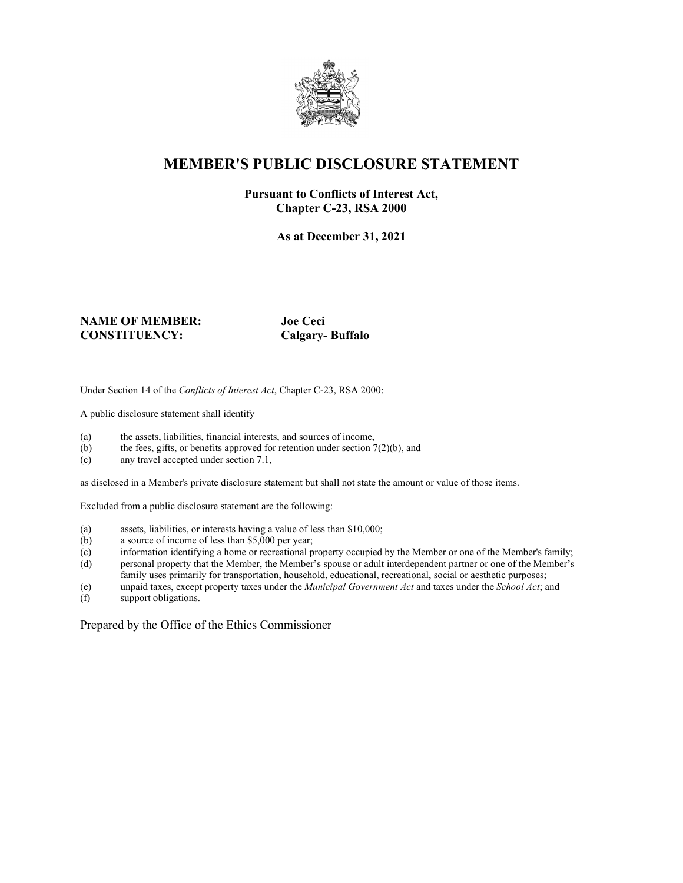# MEMBER'S PUBLIC DISCLOSURE STATEMENT

**Pursuant to Conflicts of Interest Act, Chapter C-23, RSA 2000**

**As at December 31, 2021**

**NAME OF MEMBER:** **Joe Ceci**
**CONSTITUENCY:** **Calgary- Buffalo**

Under Section 14 of the *Conflicts of Interest Act*, Chapter C-23, RSA 2000:

A public disclosure statement shall identify

(a) the assets, liabilities, financial interests, and sources of income,
(b) the fees, gifts, or benefits approved for retention under section 7(2)(b), and
(c) any travel accepted under section 7.1,

as disclosed in a Member's private disclosure statement but shall not state the amount or value of those items.

Excluded from a public disclosure statement are the following:

(a) assets, liabilities, or interests having a value of less than $10,000;
(b) a source of income of less than $5,000 per year;
(c) information identifying a home or recreational property occupied by the Member or one of the Member's family;
(d) personal property that the Member, the Member's spouse or adult interdependent partner or one of the Member's family uses primarily for transportation, household, educational, recreational, social or aesthetic purposes;
(e) unpaid taxes, except property taxes under the *Municipal Government Act* and taxes under the *School Act*; and
(f) support obligations.

Prepared by the Office of the Ethics Commissioner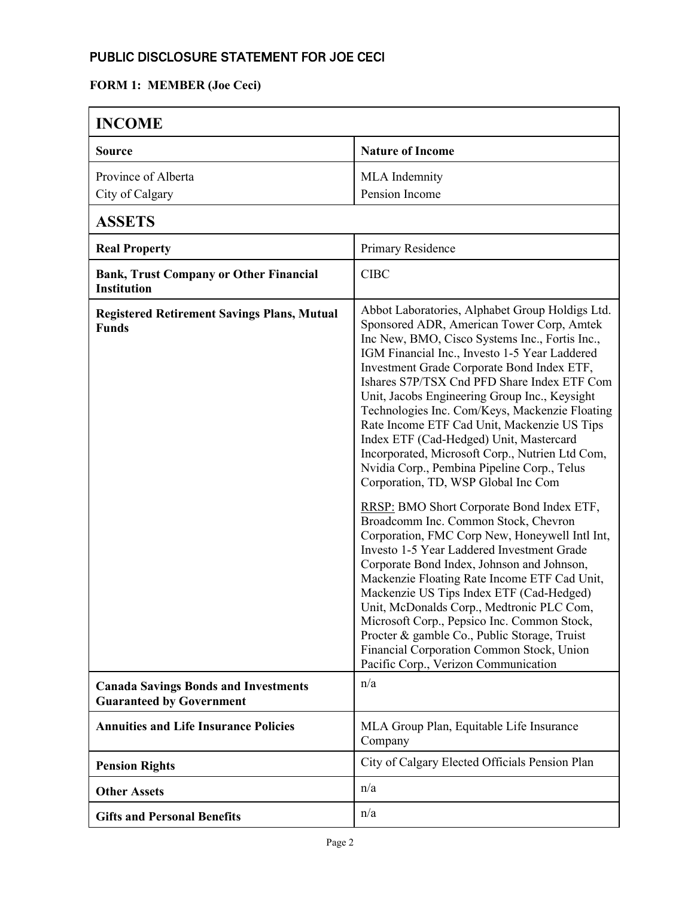## PUBLIC DISCLOSURE STATEMENT FOR JOE CECI

**FORM 1: MEMBER (Joe Ceci)**

| **INCOME** | |
|---|---|
| **Source** | **Nature of Income** |
| Province of Alberta<br>City of Calgary | MLA Indemnity<br>Pension Income |
| **ASSETS** | |
| **Real Property** | Primary Residence |
| **Bank, Trust Company or Other Financial Institution** | CIBC |
| **Registered Retirement Savings Plans, Mutual Funds** | Abbot Laboratories, Alphabet Group Holdigs Ltd. Sponsored ADR, American Tower Corp, Amtek Inc New, BMO, Cisco Systems Inc., Fortis Inc., IGM Financial Inc., Investo 1-5 Year Laddered Investment Grade Corporate Bond Index ETF, Ishares S7P/TSX Cnd PFD Share Index ETF Com Unit, Jacobs Engineering Group Inc., Keysight Technologies Inc. Com/Keys, Mackenzie Floating Rate Income ETF Cad Unit, Mackenzie US Tips Index ETF (Cad-Hedged) Unit, Mastercard Incorporated, Microsoft Corp., Nutrien Ltd Com, Nvidia Corp., Pembina Pipeline Corp., Telus Corporation, TD, WSP Global Inc Com<br><br><u>RRSP:</u> BMO Short Corporate Bond Index ETF, Broadcomm Inc. Common Stock, Chevron Corporation, FMC Corp New, Honeywell Intl Int, Investo 1-5 Year Laddered Investment Grade Corporate Bond Index, Johnson and Johnson, Mackenzie Floating Rate Income ETF Cad Unit, Mackenzie US Tips Index ETF (Cad-Hedged) Unit, McDonalds Corp., Medtronic PLC Com, Microsoft Corp., Pepsico Inc. Common Stock, Procter & gamble Co., Public Storage, Truist Financial Corporation Common Stock, Union Pacific Corp., Verizon Communication |
| **Canada Savings Bonds and Investments Guaranteed by Government** | n/a |
| **Annuities and Life Insurance Policies** | MLA Group Plan, Equitable Life Insurance Company |
| **Pension Rights** | City of Calgary Elected Officials Pension Plan |
| **Other Assets** | n/a |
| **Gifts and Personal Benefits** | n/a |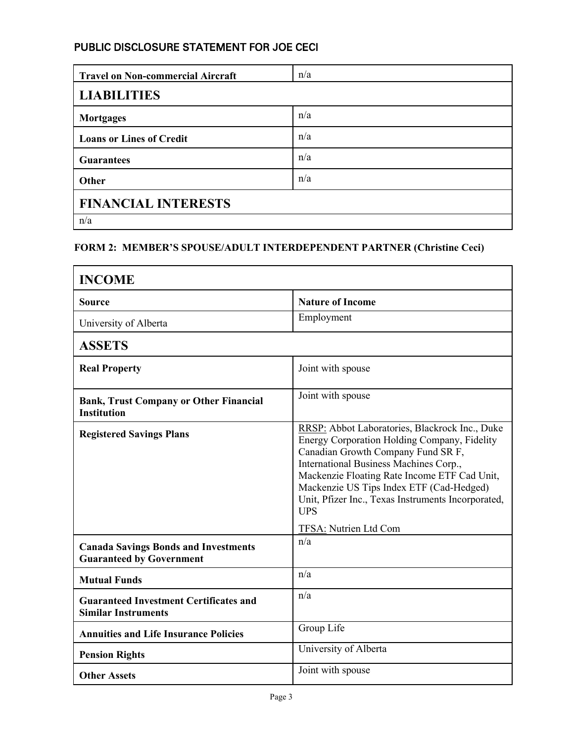| Travel on Non-commercial Aircraft | n/a |
|---|---|
| **LIABILITIES** | |
| **Mortgages** | n/a |
| **Loans or Lines of Credit** | n/a |
| **Guarantees** | n/a |
| **Other** | n/a |
| **FINANCIAL INTERESTS** | |
| n/a | |

### FORM 2: MEMBER'S SPOUSE/ADULT INTERDEPENDENT PARTNER (Christine Ceci)

| INCOME | |
|---|---|
| **Source** | **Nature of Income** |
| University of Alberta | Employment |
| **ASSETS** | |
| **Real Property** | Joint with spouse |
| **Bank, Trust Company or Other Financial Institution** | Joint with spouse |
| **Registered Savings Plans** | RRSP: Abbot Laboratories, Blackrock Inc., Duke Energy Corporation Holding Company, Fidelity Canadian Growth Company Fund SR F, International Business Machines Corp., Mackenzie Floating Rate Income ETF Cad Unit, Mackenzie US Tips Index ETF (Cad-Hedged) Unit, Pfizer Inc., Texas Instruments Incorporated, UPS<br>TFSA: Nutrien Ltd Com |
| **Canada Savings Bonds and Investments Guaranteed by Government** | n/a |
| **Mutual Funds** | n/a |
| **Guaranteed Investment Certificates and Similar Instruments** | n/a |
| **Annuities and Life Insurance Policies** | Group Life |
| **Pension Rights** | University of Alberta |
| **Other Assets** | Joint with spouse |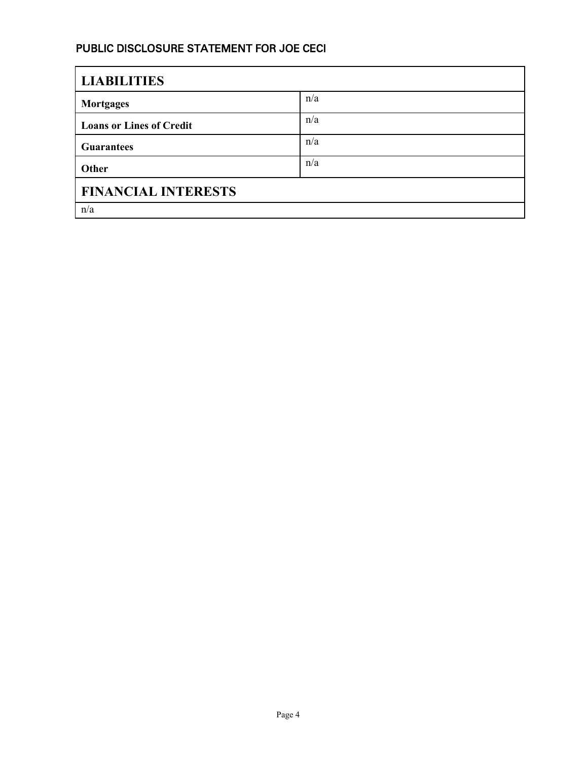PUBLIC DISCLOSURE STATEMENT FOR JOE CECI

| LIABILITIES | |
|---|---|
| **Mortgages** | n/a |
| **Loans or Lines of Credit** | n/a |
| **Guarantees** | n/a |
| **Other** | n/a |

| FINANCIAL INTERESTS |
|---|
| n/a |